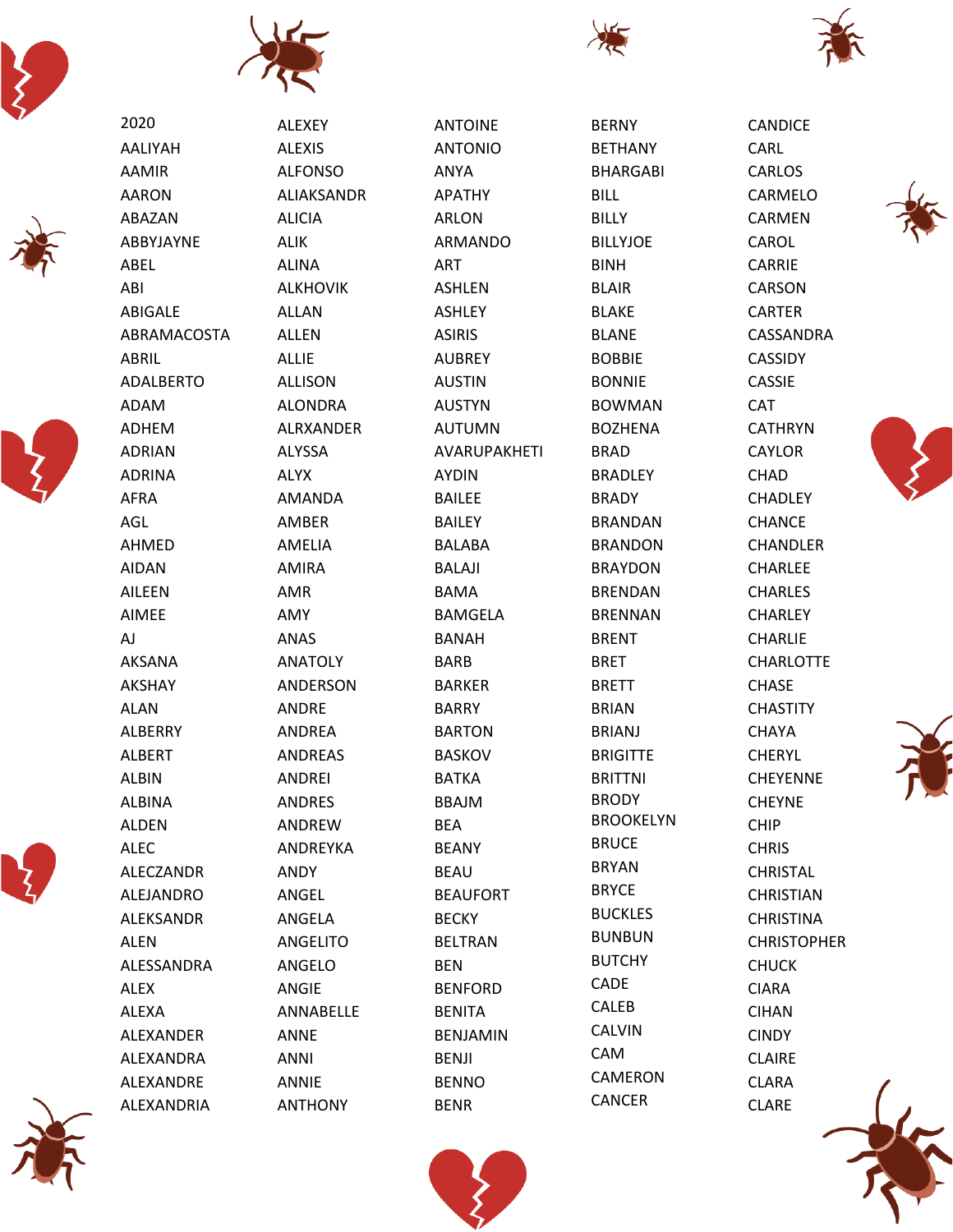2020
AALIYAH
AAMIR
AARON
ABAZAN
ABBYJAYNE
ABEL
ABI
ABIGALE
ABRAMACOSTA
ABRIL
ADALBERTO
ADAM
ADHEM
ADRIAN
ADRINA
AFRA
AGL
AHMED
AIDAN
AILEEN
AIMEE
AJ
AKSANA
AKSHAY
ALAN
ALBERRY
ALBERT
ALBIN
ALBINA
ALDEN
ALEC
ALECZANDR
ALEJANDRO
ALEKSANDR
ALEN
ALESSANDRA
ALEX
ALEXA
ALEXANDER
ALEXANDRA
ALEXANDRE
ALEXANDRIA

ALEXEY
ALEXIS
ALFONSO
ALIAKSANDR
ALICIA
ALIK
ALINA
ALKHOVIK
ALLAN
ALLEN
ALLIE
ALLISON
ALONDRA
ALRXANDER
ALYSSA
ALYX
AMANDA
AMBER
AMELIA
AMIRA
AMR
AMY
ANAS
ANATOLY
ANDERSON
ANDRE
ANDREA
ANDREAS
ANDREI
ANDRES
ANDREW
ANDREYKA
ANDY
ANGEL
ANGELA
ANGELITO
ANGELO
ANGIE
ANNABELLE
ANNE
ANNI
ANNIE
ANTHONY

ANTOINE
ANTONIO
ANYA
APATHY
ARLON
ARMANDO
ART
ASHLEN
ASHLEY
ASIRIS
AUBREY
AUSTIN
AUSTYN
AUTUMN
AVARUPAKHETI
AYDIN
BAILEE
BAILEY
BALABA
BALAJI
BAMA
BAMGELA
BANAH
BARB
BARKER
BARRY
BARTON
BASKOV
BATKA
BBAJM
BEA
BEANY
BEAU
BEAUFORT
BECKY
BELTRAN
BEN
BENFORD
BENITA
BENJAMIN
BENJI
BENNO
BENR

BERNY
BETHANY
BHARGABI
BILL
BILLY
BILLYJOE
BINH
BLAIR
BLAKE
BLANE
BOBBIE
BONNIE
BOWMAN
BOZHENA
BRAD
BRADLEY
BRADY
BRANDAN
BRANDON
BRAYDON
BRENDAN
BRENNAN
BRENT
BRET
BRETT
BRIAN
BRIANJ
BRIGITTE
BRITTNI
BRODY
BROOKELYN
BRUCE
BRYAN
BRYCE
BUCKLES
BUNBUN
BUTCHY
CADE
CALEB
CALVIN
CAM
CAMERON
CANCER

CANDICE
CARL
CARLOS
CARMELO
CARMEN
CAROL
CARRIE
CARSON
CARTER
CASSANDRA
CASSIDY
CASSIE
CAT
CATHRYN
CAYLOR
CHAD
CHADLEY
CHANCE
CHANDLER
CHARLEE
CHARLES
CHARLEY
CHARLIE
CHARLOTTE
CHASE
CHASTITY
CHAYA
CHERYL
CHEYENNE
CHEYNE
CHIP
CHRIS
CHRISTAL
CHRISTIAN
CHRISTINA
CHRISTOPHER
CHUCK
CIARA
CIHAN
CINDY
CLAIRE
CLARA
CLARE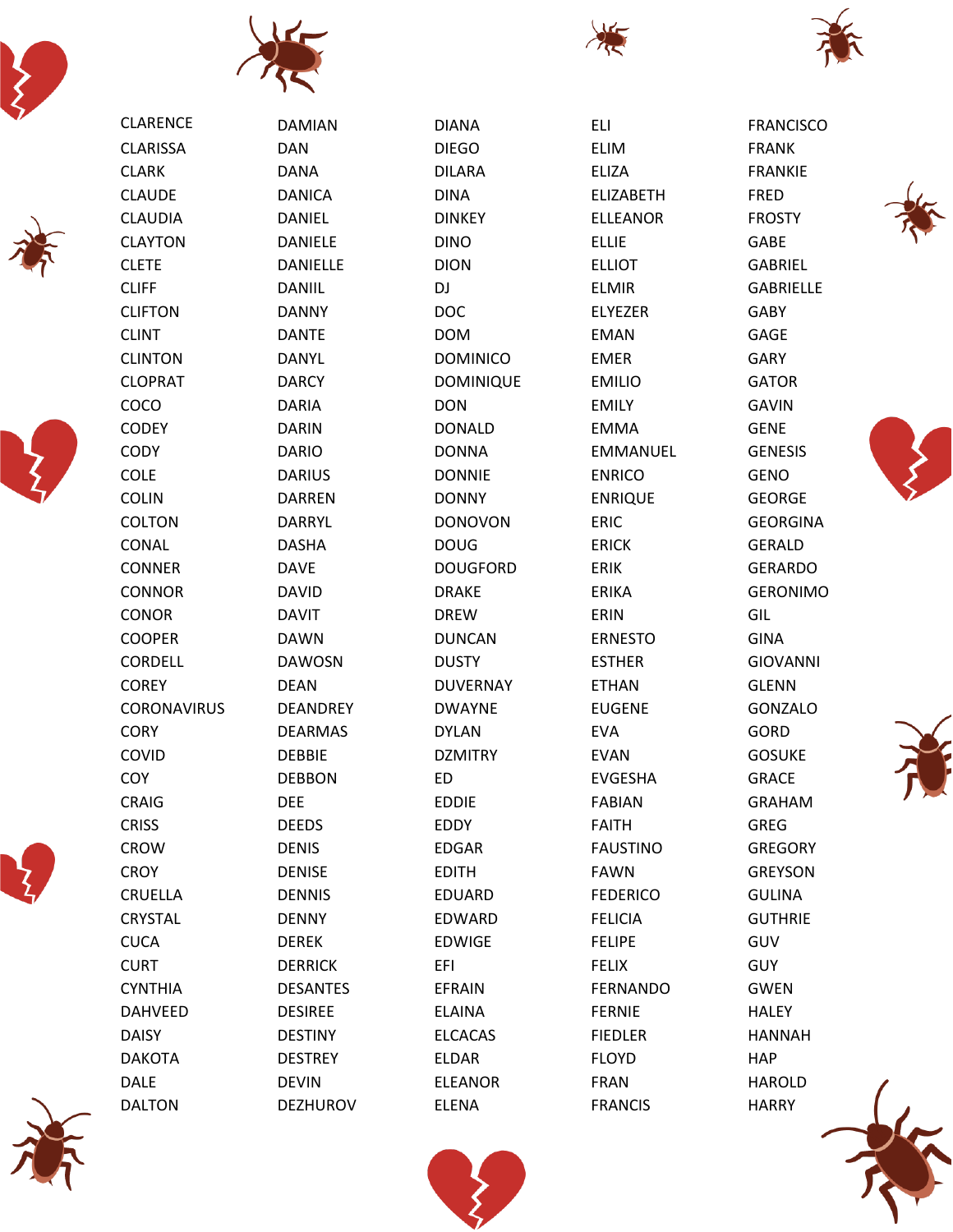CLARENCE
CLARISSA
CLARK
CLAUDE
CLAUDIA
CLAYTON
CLETE
CLIFF
CLIFTON
CLINT
CLINTON
CLOPRAT
COCO
CODEY
CODY
COLE
COLIN
COLTON
CONAL
CONNER
CONNOR
CONOR
COOPER
CORDELL
COREY
CORONAVIRUS
CORY
COVID
COY
CRAIG
CRISS
CROW
CROY
CRUELLA
CRYSTAL
CUCA
CURT
CYNTHIA
DAHVEED
DAISY
DAKOTA
DALE
DALTON

DAMIAN
DAN
DANA
DANICA
DANIEL
DANIELE
DANIELLE
DANIIL
DANNY
DANTE
DANYL
DARCY
DARIA
DARIN
DARIO
DARIUS
DARREN
DARRYL
DASHA
DAVE
DAVID
DAVIT
DAWN
DAWOSN
DEAN
DEANDREY
DEARMAS
DEBBIE
DEBBON
DEE
DEEDS
DENIS
DENISE
DENNIS
DENNY
DEREK
DERRICK
DESANTES
DESIREE
DESTINY
DESTREY
DEVIN
DEZHUROV

DIANA
DIEGO
DILARA
DINA
DINKEY
DINO
DION
DJ
DOC
DOM
DOMINICO
DOMINIQUE
DON
DONALD
DONNA
DONNIE
DONNY
DONOVON
DOUG
DOUGFORD
DRAKE
DREW
DUNCAN
DUSTY
DUVERNAY
DWAYNE
DYLAN
DZMITRY
ED
EDDIE
EDDY
EDGAR
EDITH
EDUARD
EDWARD
EDWIGE
EFI
EFRAIN
ELAINA
ELCACAS
ELDAR
ELEANOR
ELENA

ELI
ELIM
ELIZA
ELIZABETH
ELLEANOR
ELLIE
ELLIOT
ELMIR
ELYEZER
EMAN
EMER
EMILIO
EMILY
EMMA
EMMANUEL
ENRICO
ENRIQUE
ERIC
ERICK
ERIK
ERIKA
ERIN
ERNESTO
ESTHER
ETHAN
EUGENE
EVA
EVAN
EVGESHA
FABIAN
FAITH
FAUSTINO
FAWN
FEDERICO
FELICIA
FELIPE
FELIX
FERNANDO
FERNIE
FIEDLER
FLOYD
FRAN
FRANCIS

FRANCISCO
FRANK
FRANKIE
FRED
FROSTY
GABE
GABRIEL
GABRIELLE
GABY
GAGE
GARY
GATOR
GAVIN
GENE
GENESIS
GENO
GEORGE
GEORGINA
GERALD
GERARDO
GERONIMO
GIL
GINA
GIOVANNI
GLENN
GONZALO
GORD
GOSUKE
GRACE
GRAHAM
GREG
GREGORY
GREYSON
GULINA
GUTHRIE
GUV
GUY
GWEN
HALEY
HANNAH
HAP
HAROLD
HARRY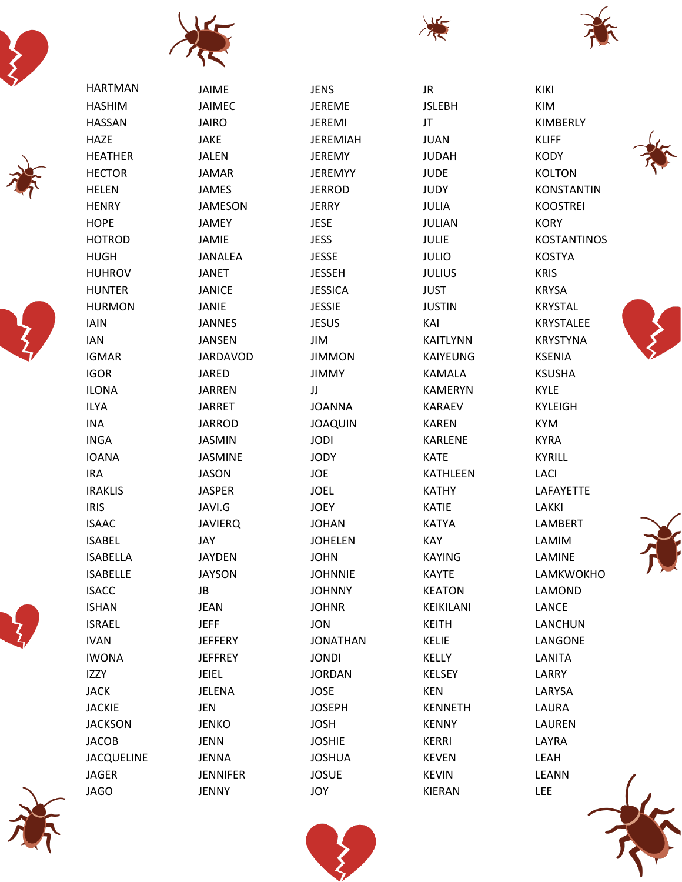HARTMAN
HASHIM
HASSAN
HAZE
HEATHER
HECTOR
HELEN
HENRY
HOPE
HOTROD
HUGH
HUHROV
HUNTER
HURMON
IAIN
IAN
IGMAR
IGOR
ILONA
ILYA
INA
INGA
IOANA
IRA
IRAKLIS
IRIS
ISAAC
ISABEL
ISABELLA
ISABELLE
ISACC
ISHAN
ISRAEL
IVAN
IWONA
IZZY
JACK
JACKIE
JACKSON
JACOB
JACQUELINE
JAGER
JAGO

JAIME
JAIMEC
JAIRO
JAKE
JALEN
JAMAR
JAMES
JAMESON
JAMEY
JAMIE
JANALEA
JANET
JANICE
JANIE
JANNES
JANSEN
JARDAVOD
JARED
JARREN
JARRET
JARROD
JASMIN
JASMINE
JASON
JASPER
JAVI.G
JAVIERQ
JAY
JAYDEN
JAYSON
JB
JEAN
JEFF
JEFFERY
JEFFREY
JEIEL
JELENA
JEN
JENKO
JENN
JENNA
JENNIFER
JENNY

JENS
JEREME
JEREMI
JEREMIAH
JEREMY
JEREMYY
JERROD
JERRY
JESE
JESS
JESSE
JESSEH
JESSICA
JESSIE
JESUS
JIM
JIMMON
JIMMY
JJ
JOANNA
JOAQUIN
JODI
JODY
JOE
JOEL
JOEY
JOHAN
JOHELEN
JOHN
JOHNNIE
JOHNNY
JOHNR
JON
JONATHAN
JONDI
JORDAN
JOSE
JOSEPH
JOSH
JOSHIE
JOSHUA
JOSUE
JOY

JR
JSLEBH
JT
JUAN
JUDAH
JUDE
JUDY
JULIA
JULIAN
JULIE
JULIO
JULIUS
JUST
JUSTIN
KAI
KAITLYNN
KAIYEUNG
KAMALA
KAMERYN
KARAEV
KAREN
KARLENE
KATE
KATHLEEN
KATHY
KATIE
KATYA
KAY
KAYING
KAYTE
KEATON
KEIKILANI
KEITH
KELIE
KELLY
KELSEY
KEN
KENNETH
KENNY
KERRI
KEVEN
KEVIN
KIERAN

KIKI
KIM
KIMBERLY
KLIFF
KODY
KOLTON
KONSTANTIN
KOOSTREI
KORY
KOSTANTINOS
KOSTYA
KRIS
KRYSA
KRYSTAL
KRYSTALEE
KRYSTYNA
KSENIA
KSUSHA
KYLE
KYLEIGH
KYM
KYRA
KYRILL
LACI
LAFAYETTE
LAKKI
LAMBERT
LAMIM
LAMINE
LAMKWOKHO
LAMOND
LANCE
LANCHUN
LANGONE
LANITA
LARRY
LARYSA
LAURA
LAUREN
LAYRA
LEAH
LEANN
LEE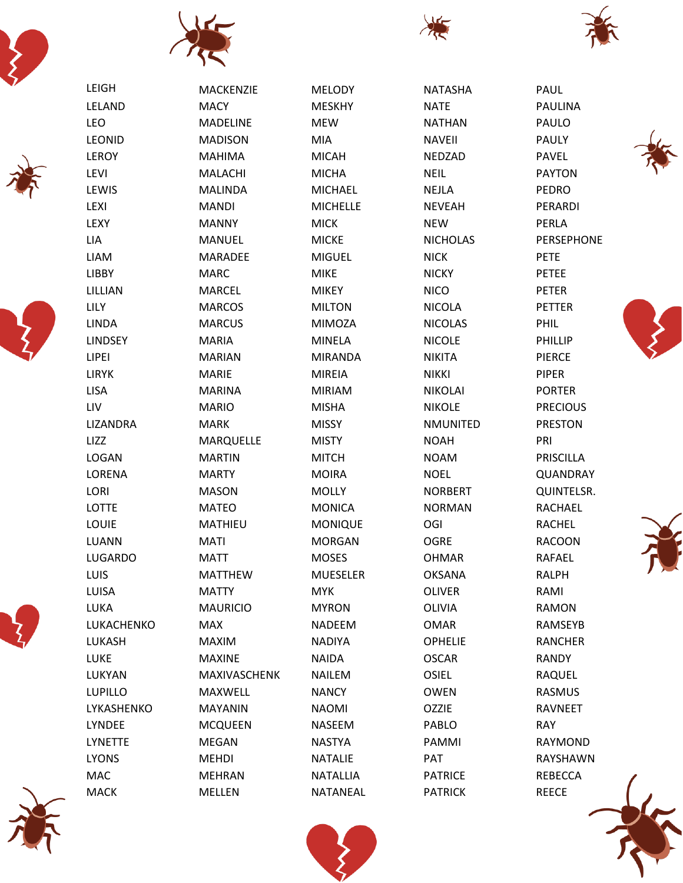LEIGH
LELAND
LEO
LEONID
LEROY
LEVI
LEWIS
LEXI
LEXY
LIA
LIAM
LIBBY
LILLIAN
LILY
LINDA
LINDSEY
LIPEI
LIRYK
LISA
LIV
LIZANDRA
LIZZ
LOGAN
LORENA
LORI
LOTTE
LOUIE
LUANN
LUGARDO
LUIS
LUISA
LUKA
LUKACHENKO
LUKASH
LUKE
LUKYAN
LUPILLO
LYKASHENKO
LYNDEE
LYNETTE
LYONS
MAC
MACK

MACKENZIE
MACY
MADELINE
MADISON
MAHIMA
MALACHI
MALINDA
MANDI
MANNY
MANUEL
MARADEE
MARC
MARCEL
MARCOS
MARCUS
MARIA
MARIAN
MARIE
MARINA
MARIO
MARK
MARQUELLE
MARTIN
MARTY
MASON
MATEO
MATHIEU
MATI
MATT
MATTHEW
MATTY
MAURICIO
MAX
MAXIM
MAXINE
MAXIVASCHENK
MAXWELL
MAYANIN
MCQUEEN
MEGAN
MEHDI
MEHRAN
MELLEN

MELODY
MESKHY
MEW
MIA
MICAH
MICHA
MICHAEL
MICHELLE
MICK
MICKE
MIGUEL
MIKE
MIKEY
MILTON
MIMOZA
MINELA
MIRANDA
MIREIA
MIRIAM
MISHA
MISSY
MISTY
MITCH
MOIRA
MOLLY
MONICA
MONIQUE
MORGAN
MOSES
MUESELER
MYK
MYRON
NADEEM
NADIYA
NAIDA
NAILEM
NANCY
NAOMI
NASEEM
NASTYA
NATALIE
NATALLIA
NATANEAL

NATASHA
NATE
NATHAN
NAVEII
NEDZAD
NEIL
NEJLA
NEVEAH
NEW
NICHOLAS
NICK
NICKY
NICO
NICOLA
NICOLAS
NICOLE
NIKITA
NIKKI
NIKOLAI
NIKOLE
NMUNITED
NOAH
NOAM
NOEL
NORBERT
NORMAN
OGI
OGRE
OHMAR
OKSANA
OLIVER
OLIVIA
OMAR
OPHELIE
OSCAR
OSIEL
OWEN
OZZIE
PABLO
PAMMI
PAT
PATRICE
PATRICK

PAUL
PAULINA
PAULO
PAULY
PAVEL
PAYTON
PEDRO
PERARDI
PERLA
PERSEPHONE
PETE
PETEE
PETER
PETTER
PHIL
PHILLIP
PIERCE
PIPER
PORTER
PRECIOUS
PRESTON
PRI
PRISCILLA
QUANDRAY
QUINTELSR.
RACHAEL
RACHEL
RACOON
RAFAEL
RALPH
RAMI
RAMON
RAMSEYB
RANCHER
RANDY
RAQUEL
RASMUS
RAVNEET
RAY
RAYMOND
RAYSHAWN
REBECCA
REECE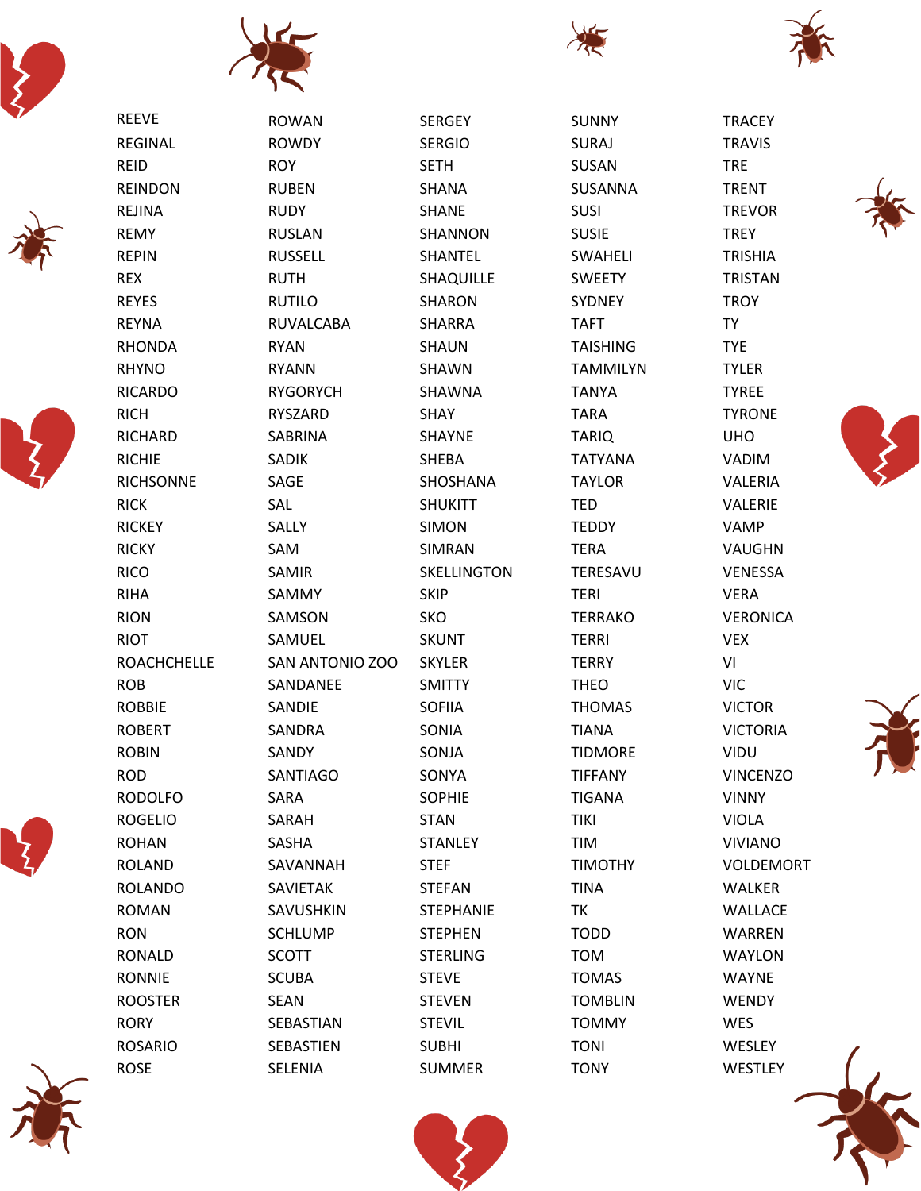REEVE
REGINAL
REID
REINDON
REJINA
REMY
REPIN
REX
REYES
REYNA
RHONDA
RHYNO
RICARDO
RICH
RICHARD
RICHIE
RICHSONNE
RICK
RICKEY
RICKY
RICO
RIHA
RION
RIOT
ROACHCHELLE
ROB
ROBBIE
ROBERT
ROBIN
ROD
RODOLFO
ROGELIO
ROHAN
ROLAND
ROLANDO
ROMAN
RON
RONALD
RONNIE
ROOSTER
RORY
ROSARIO
ROSE

ROWAN
ROWDY
ROY
RUBEN
RUDY
RUSLAN
RUSSELL
RUTH
RUTILO
RUVALCABA
RYAN
RYANN
RYGORYCH
RYSZARD
SABRINA
SADIK
SAGE
SAL
SALLY
SAM
SAMIR
SAMMY
SAMSON
SAMUEL
SAN ANTONIO ZOO
SANDANEE
SANDIE
SANDRA
SANDY
SANTIAGO
SARA
SARAH
SASHA
SAVANNAH
SAVIETAK
SAVUSHKIN
SCHLUMP
SCOTT
SCUBA
SEAN
SEBASTIAN
SEBASTIEN
SELENIA

SERGEY
SERGIO
SETH
SHANA
SHANE
SHANNON
SHANTEL
SHAQUILLE
SHARON
SHARRA
SHAUN
SHAWN
SHAWNA
SHAY
SHAYNE
SHEBA
SHOSHANA
SHUKITT
SIMON
SIMRAN
SKELLINGTON
SKIP
SKO
SKUNT
SKYLER
SMITTY
SOFIIA
SONIA
SONJA
SONYA
SOPHIE
STAN
STANLEY
STEF
STEFAN
STEPHANIE
STEPHEN
STERLING
STEVE
STEVEN
STEVIL
SUBHI
SUMMER

SUNNY
SURAJ
SUSAN
SUSANNA
SUSI
SUSIE
SWAHELI
SWEETY
SYDNEY
TAFT
TAISHING
TAMMILYN
TANYA
TARA
TARIQ
TATYANA
TAYLOR
TED
TEDDY
TERA
TERESAVU
TERI
TERRAKO
TERRI
TERRY
THEO
THOMAS
TIANA
TIDMORE
TIFFANY
TIGANA
TIKI
TIM
TIMOTHY
TINA
TK
TODD
TOM
TOMAS
TOMBLIN
TOMMY
TONI
TONY

TRACEY
TRAVIS
TRE
TRENT
TREVOR
TREY
TRISHIA
TRISTAN
TROY
TY
TYE
TYLER
TYREE
TYRONE
UHO
VADIM
VALERIA
VALERIE
VAMP
VAUGHN
VENESSA
VERA
VERONICA
VEX
VI
VIC
VICTOR
VICTORIA
VIDU
VINCENZO
VINNY
VIOLA
VIVIANO
VOLDEMORT
WALKER
WALLACE
WARREN
WAYLON
WAYNE
WENDY
WES
WESLEY
WESTLEY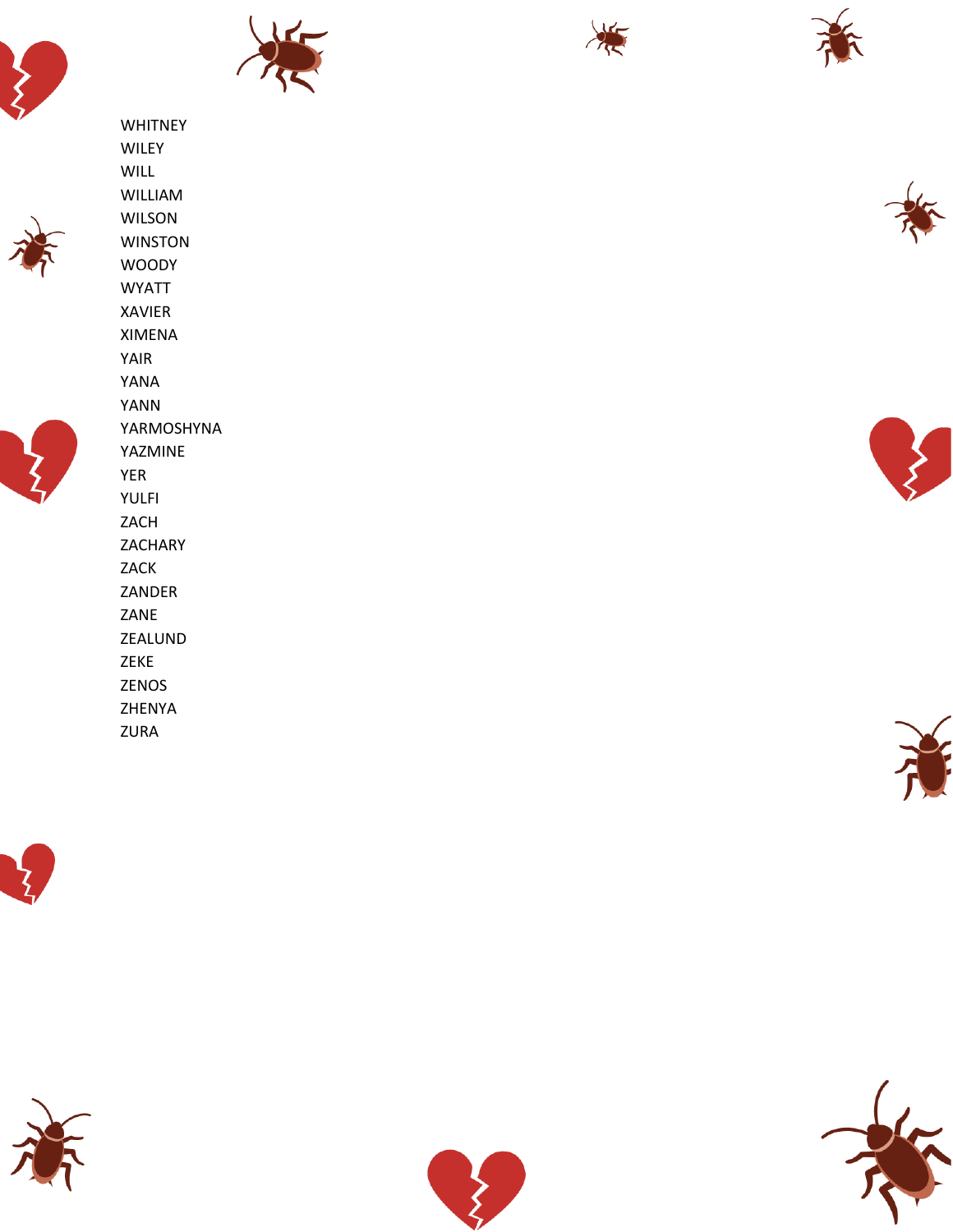WHITNEY
WILEY
WILL
WILLIAM
WILSON
WINSTON
WOODY
WYATT
XAVIER
XIMENA
YAIR
YANA
YANN
YARMOSHYNA
YAZMINE
YER
YULFI
ZACH
ZACHARY
ZACK
ZANDER
ZANE
ZEALUND
ZEKE
ZENOS
ZHENYA
ZURA